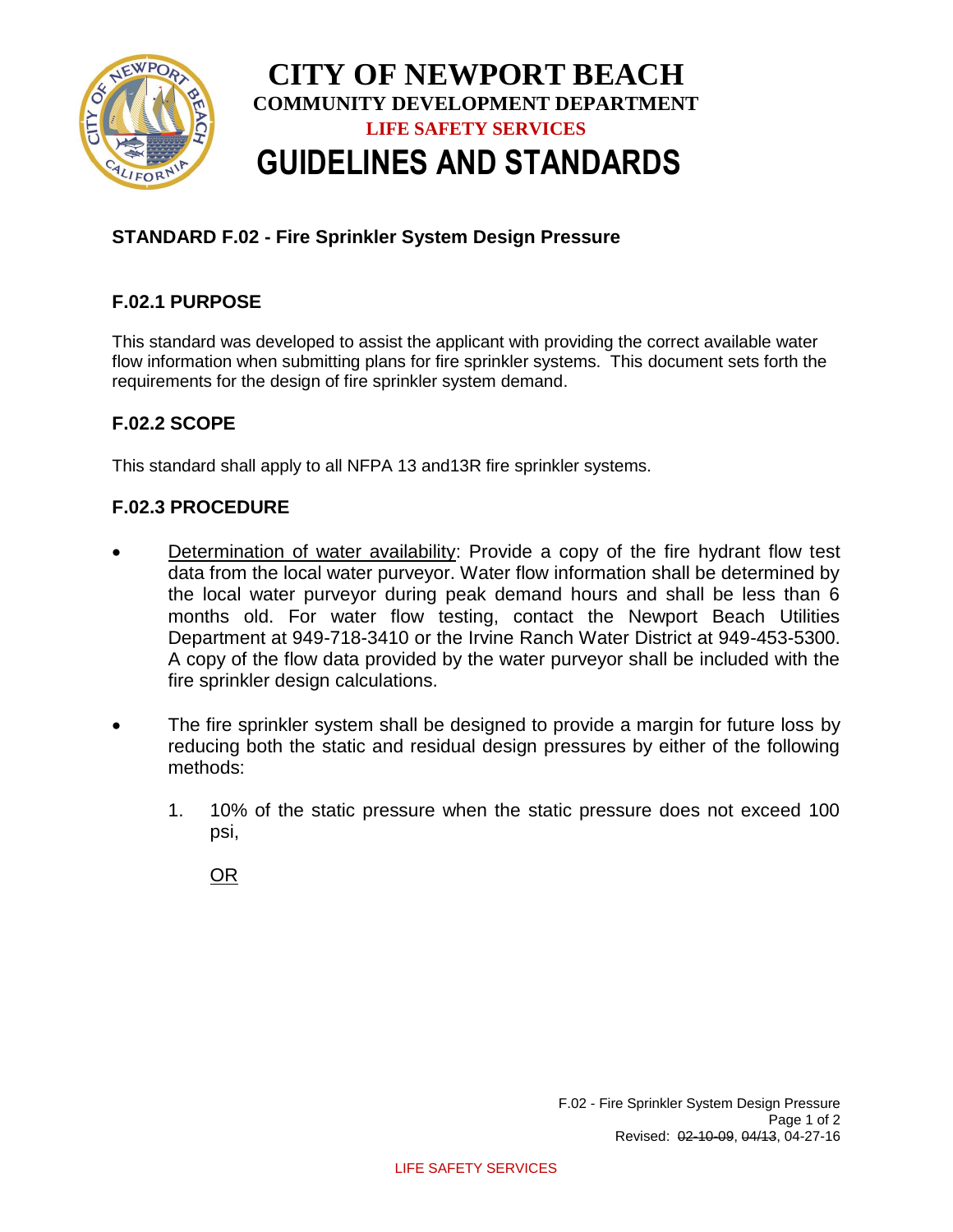# CITY OF NEWPORT BEACH

**COMMUNITY DEVELOPMENT DEPARTMENT**

**LIFE SAFETY SERVICES**

# GUIDELINES AND STANDARDS

## STANDARD F.02 - Fire Sprinkler System Design Pressure

### F.02.1 PURPOSE

This standard was developed to assist the applicant with providing the correct available water flow information when submitting plans for fire sprinkler systems. This document sets forth the requirements for the design of fire sprinkler system demand.

### F.02.2 SCOPE

This standard shall apply to all NFPA 13 and13R fire sprinkler systems.

### F.02.3 PROCEDURE

- Determination of water availability: Provide a copy of the fire hydrant flow test data from the local water purveyor. Water flow information shall be determined by the local water purveyor during peak demand hours and shall be less than 6 months old. For water flow testing, contact the Newport Beach Utilities Department at 949-718-3410 or the Irvine Ranch Water District at 949-453-5300. A copy of the flow data provided by the water purveyor shall be included with the fire sprinkler design calculations.

- The fire sprinkler system shall be designed to provide a margin for future loss by reducing both the static and residual design pressures by either of the following methods:

    1. 10% of the static pressure when the static pressure does not exceed 100 psi,

       OR

Revised: ~~02-10-09~~, ~~04/13~~, 04-27-16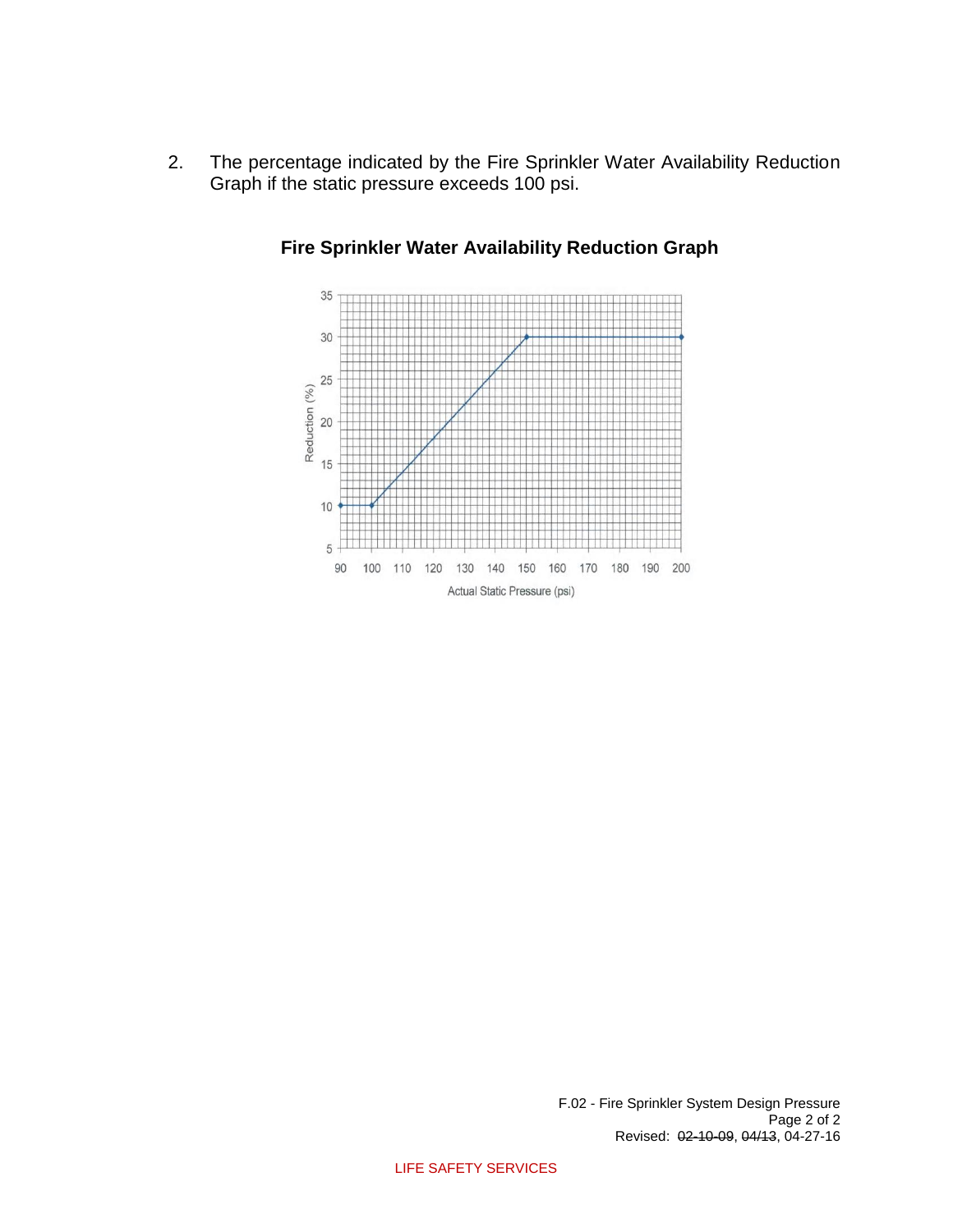2. The percentage indicated by the Fire Sprinkler Water Availability Reduction Graph if the static pressure exceeds 100 psi.

**Fire Sprinkler Water Availability Reduction Graph**

Reduction (%)

35
30
25
20
15
10
5

90 100 110 120 130 140 150 160 170 180 190 200

Actual Static Pressure (psi)

F.02 - Fire Sprinkler System Design Pressure

Revised: ~~02-10-09~~, ~~04/13~~, 04-27-16

LIFE SAFETY SERVICES